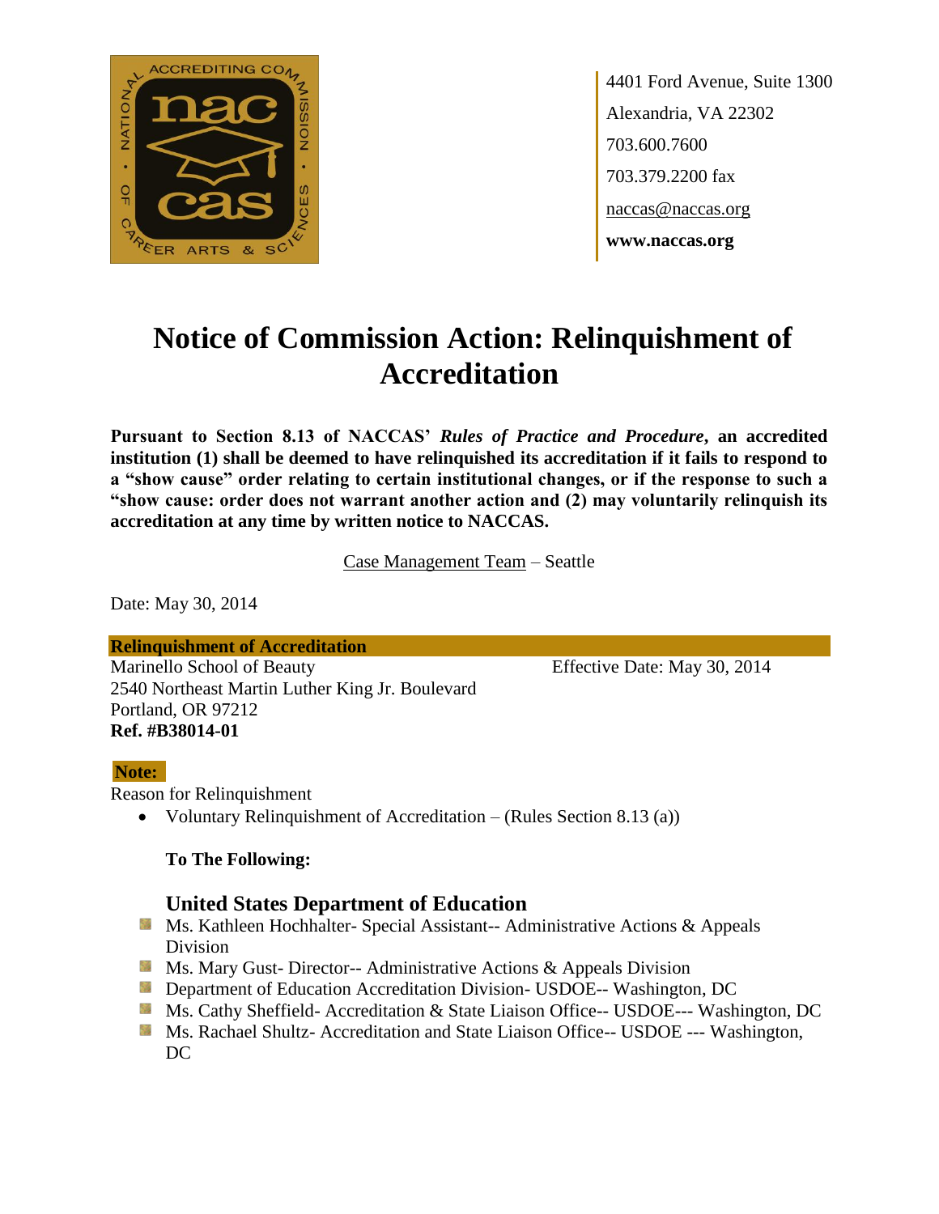4401 Ford Avenue, Suite 1300
Alexandria, VA 22302
703.600.7600
703.379.2200 fax
naccas@naccas.org
**www.naccas.org**

# Notice of Commission Action: Relinquishment of Accreditation

**Pursuant to Section 8.13 of NACCAS' *Rules of Practice and Procedure*, an accredited institution (1) shall be deemed to have relinquished its accreditation if it fails to respond to a "show cause" order relating to certain institutional changes, or if the response to such a "show cause: order does not warrant another action and (2) may voluntarily relinquish its accreditation at any time by written notice to NACCAS.**

Case Management Team – Seattle

Date: May 30, 2014

**Relinquishment of Accreditation**

Marinello School of Beauty
2540 Northeast Martin Luther King Jr. Boulevard
Portland, OR 97212
**Ref. #B38014-01**

Effective Date: May 30, 2014

**Note:**

Reason for Relinquishment

- Voluntary Relinquishment of Accreditation – (Rules Section 8.13 (a))

**To The Following:**

### United States Department of Education

- Ms. Kathleen Hochhalter- Special Assistant-- Administrative Actions & Appeals Division
- Ms. Mary Gust- Director-- Administrative Actions & Appeals Division
- Department of Education Accreditation Division- USDOE-- Washington, DC
- Ms. Cathy Sheffield- Accreditation & State Liaison Office-- USDOE--- Washington, DC
- Ms. Rachael Shultz- Accreditation and State Liaison Office-- USDOE --- Washington, DC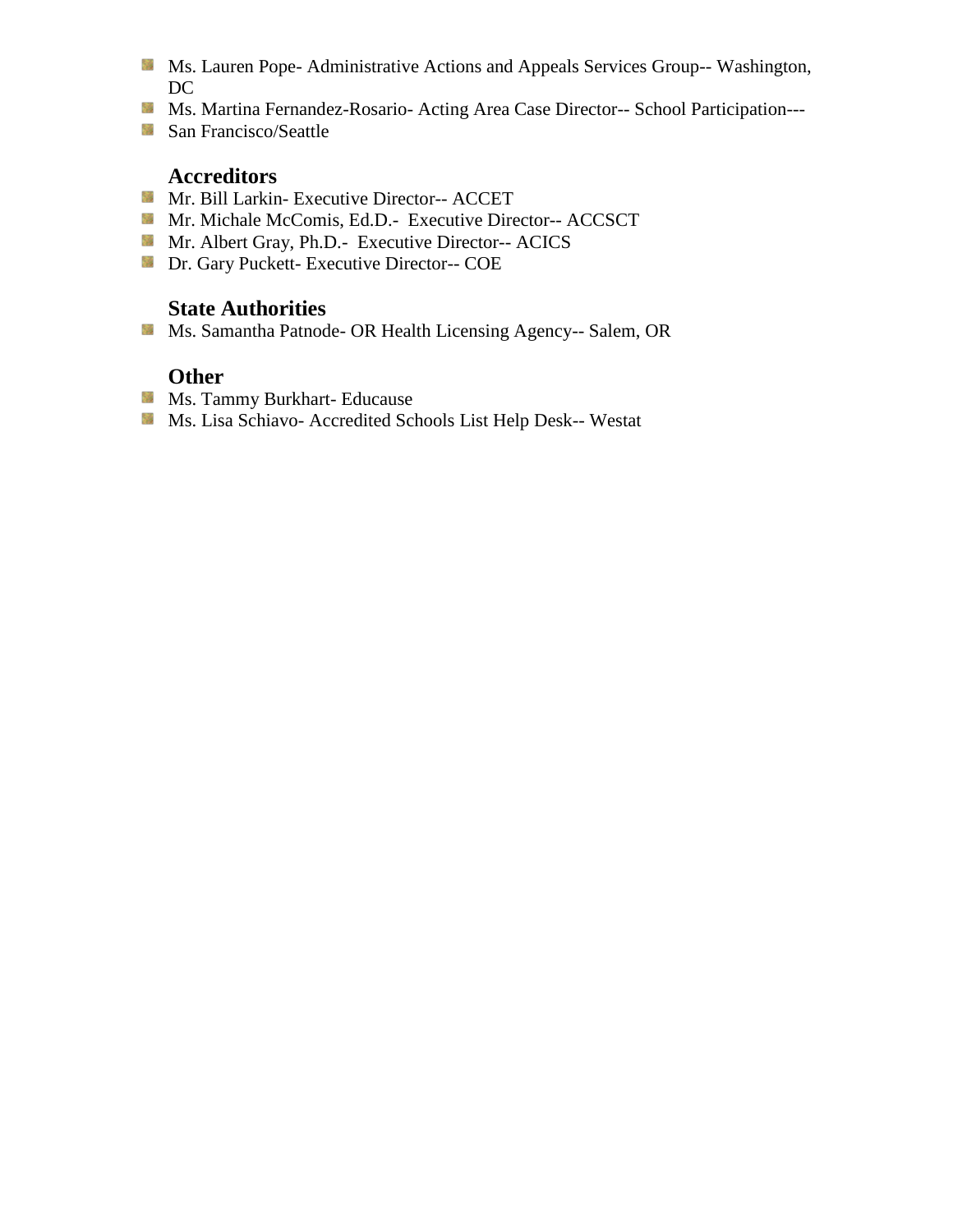- Ms. Lauren Pope- Administrative Actions and Appeals Services Group-- Washington, DC
- Ms. Martina Fernandez-Rosario- Acting Area Case Director-- School Participation---
- San Francisco/Seattle

### Accreditors

- Mr. Bill Larkin- Executive Director-- ACCET
- Mr. Michale McComis, Ed.D.- Executive Director-- ACCSCT
- Mr. Albert Gray, Ph.D.- Executive Director-- ACICS
- Dr. Gary Puckett- Executive Director-- COE

### State Authorities

- Ms. Samantha Patnode- OR Health Licensing Agency-- Salem, OR

### Other

- Ms. Tammy Burkhart- Educause
- Ms. Lisa Schiavo- Accredited Schools List Help Desk-- Westat